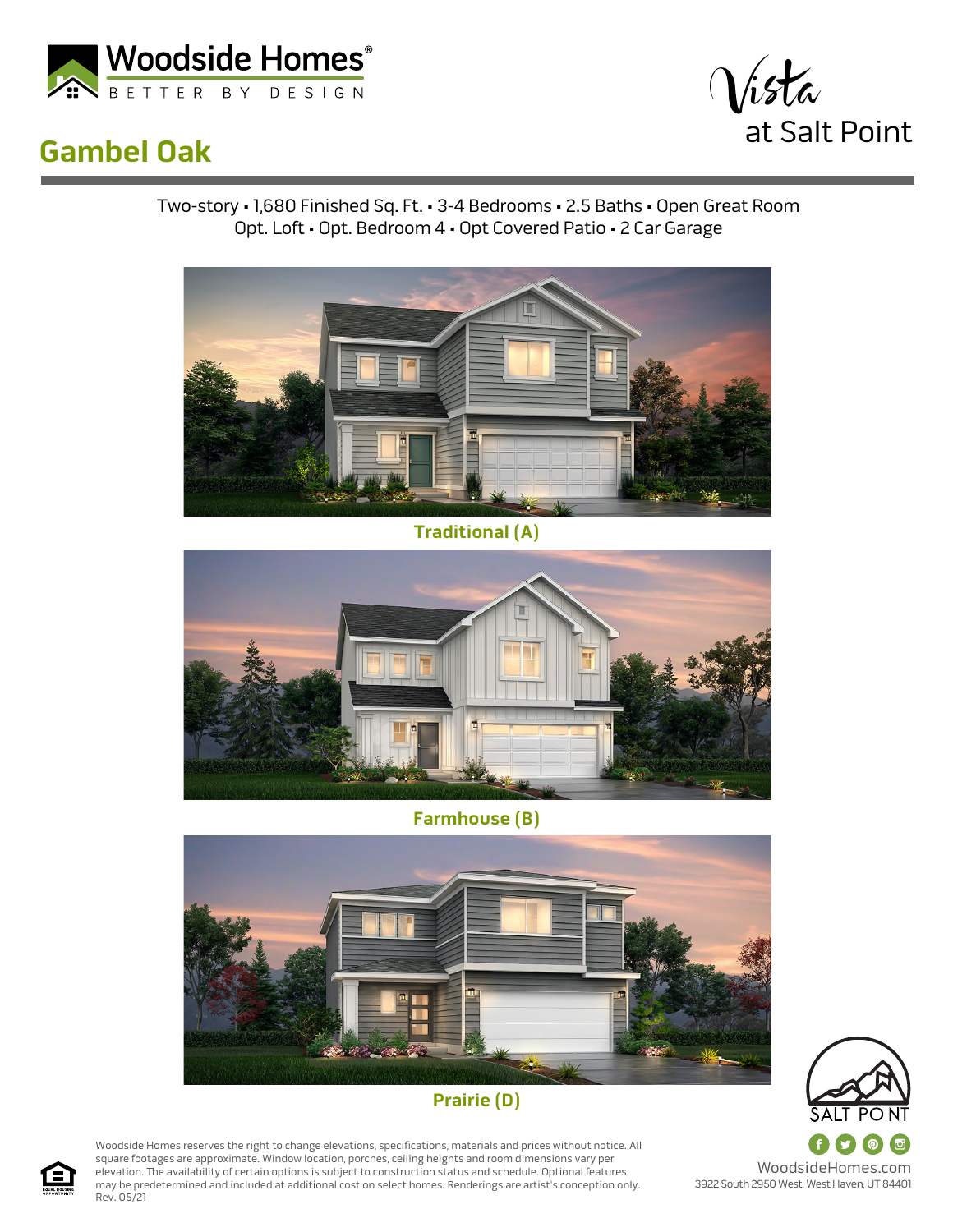Woodside Homes®
BETTER BY DESIGN

Vista at Salt Point

# Gambel Oak

Two-story • 1,680 Finished Sq. Ft. • 3-4 Bedrooms • 2.5 Baths • Open Great Room
Opt. Loft • Opt. Bedroom 4 • Opt Covered Patio • 2 Car Garage

**Traditional (A)**

**Farmhouse (B)**

**Prairie (D)**

SALT POINT

Woodside Homes reserves the right to change elevations, specifications, materials and prices without notice. All square footages are approximate. Window location, porches, ceiling heights and room dimensions vary per elevation. The availability of certain options is subject to construction status and schedule. Optional features may be predetermined and included at additional cost on select homes. Renderings are artist's conception only.
Rev. 05/21

WoodsideHomes.com
3922 South 2950 West, West Haven, UT 84401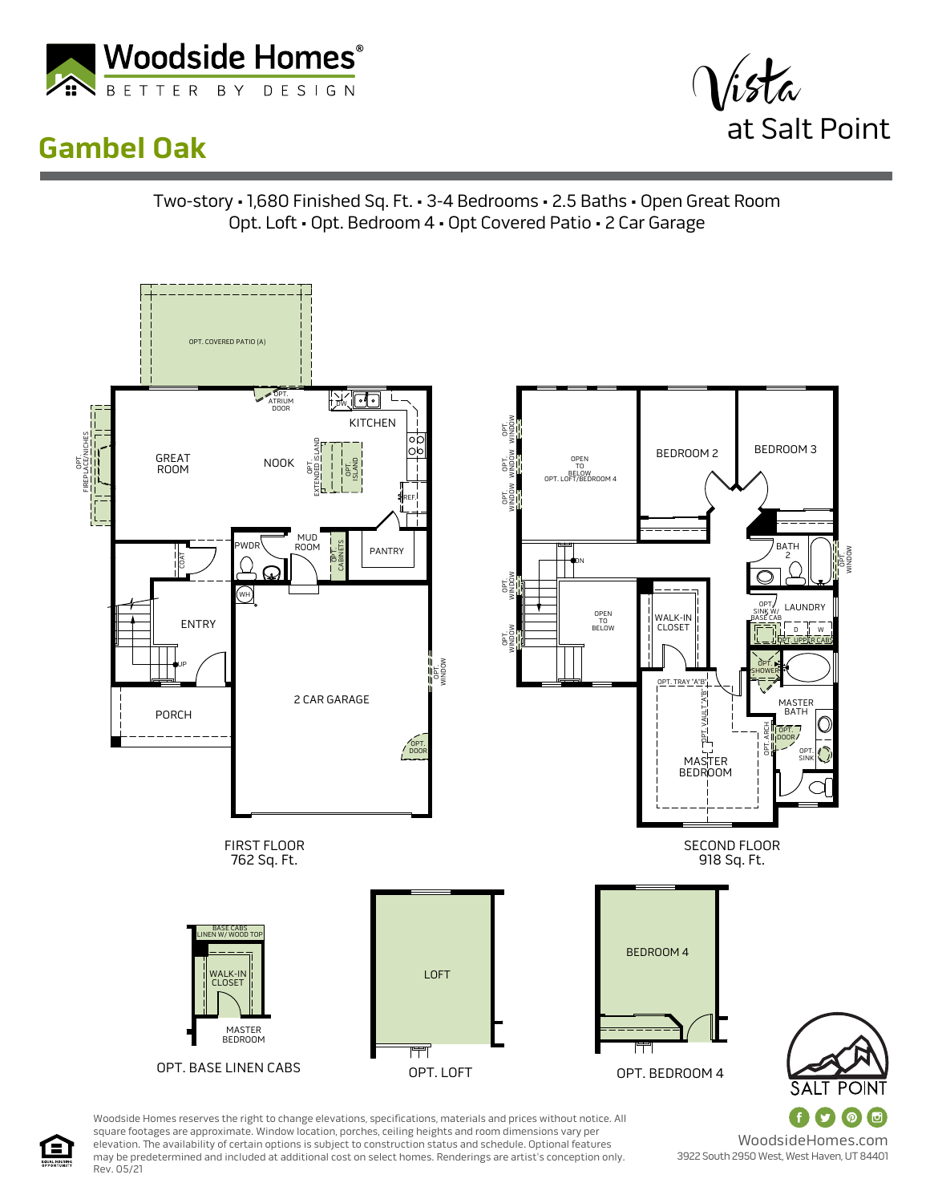Woodside Homes®

BETTER BY DESIGN

Vista at Salt Point

# Gambel Oak

Two-story • 1,680 Finished Sq. Ft. • 3-4 Bedrooms • 2.5 Baths • Open Great Room
Opt. Loft • Opt. Bedroom 4 • Opt Covered Patio • 2 Car Garage

OPT. COVERED PATIO (A)

OPT. ATRIUM DOOR

DW

KITCHEN

OPT. FIREPLACE/NICHES

GREAT ROOM

NOOK

OPT. EXTENDED ISLAND

OPT. ISLAND

REF.

COAT

PWDR

MUD ROOM

OPT. CABINETS

PANTRY

WH

ENTRY

UP

2 CAR GARAGE

OPT. WINDOW

PORCH

OPT. DOOR

FIRST FLOOR
762 Sq. Ft.

OPT. WINDOW

OPT. WINDOW

OPT. WINDOW

OPT. WINDOW

OPEN TO BELOW
OPT. LOFT/BEDROOM 4

BEDROOM 2

BEDROOM 3

DN

BATH 2

OPT. WINDOW

OPT. WINDOW

OPT. WINDOW

OPEN TO BELOW

WALK-IN CLOSET

OPT. SINK W/ BASE CAB

LAUNDRY

D

W

OPT. UPPER CABS

OPT. SHOWER

OPT. DOOR

OPT. TRAY "A"B"

OPT. VAULT "A"B"

MASTER BATH

OPT. ARCH

OPT. DOOR

OPT. SINK

MASTER BEDROOM

SECOND FLOOR
918 Sq. Ft.

BASE CABS LINEN W/ WOOD TOP

WALK-IN CLOSET

MASTER BEDROOM

OPT. BASE LINEN CABS

LOFT

OPT. LOFT

BEDROOM 4

OPT. BEDROOM 4

SALT POINT

Woodside Homes reserves the right to change elevations, specifications, materials and prices without notice. All square footages are approximate. Window location, porches, ceiling heights and room dimensions vary per elevation. The availability of certain options is subject to construction status and schedule. Optional features may be predetermined and included at additional cost on select homes. Renderings are artist's conception only.
Rev. 05/21

WoodsideHomes.com
3922 South 2950 West, West Haven, UT 84401